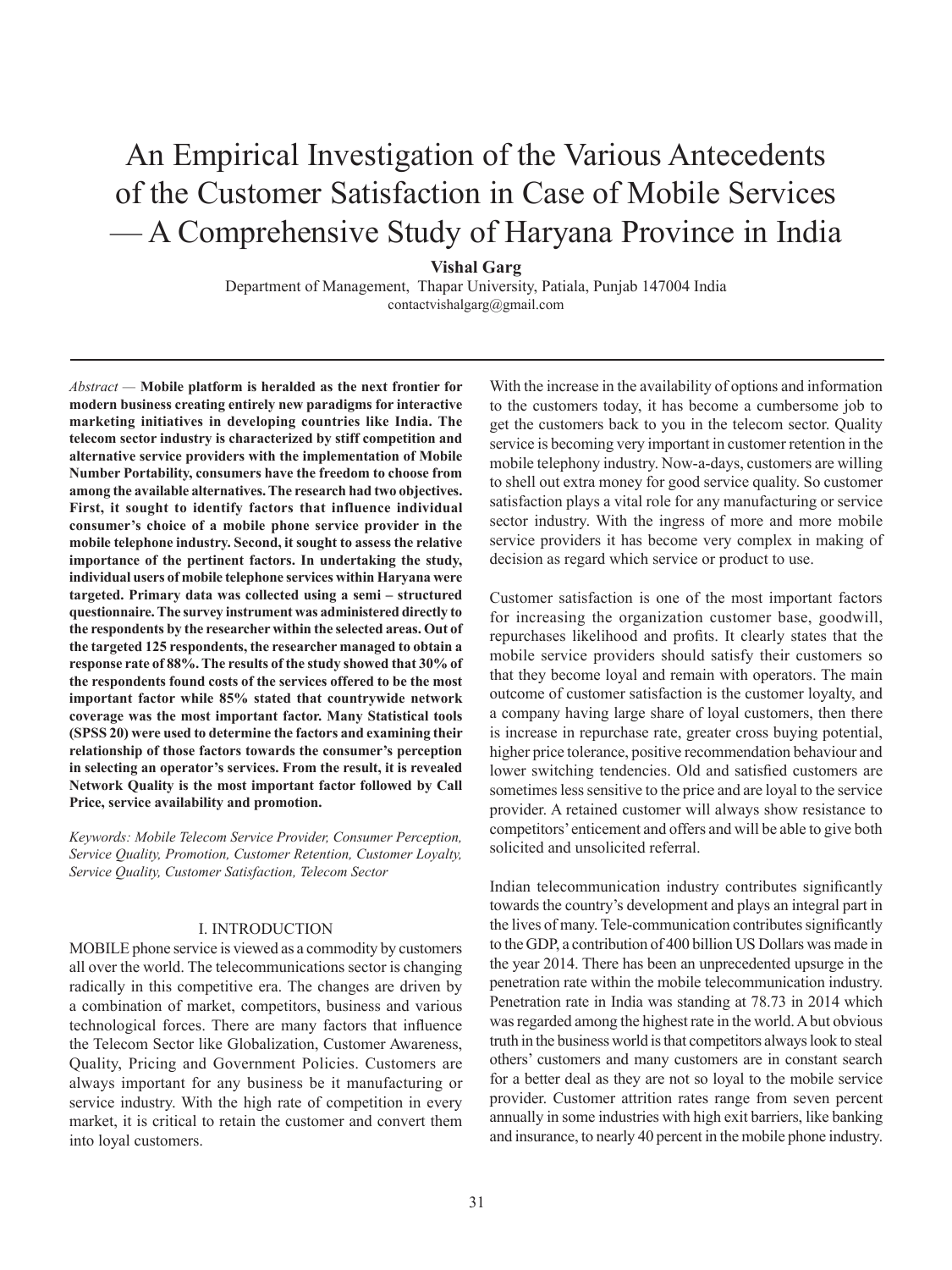# An Empirical Investigation of the Various Antecedents of the Customer Satisfaction in Case of Mobile Services — A Comprehensive Study of Haryana Province in India

**Vishal Garg**

Department of Management, Thapar University, Patiala, Punjab 147004 India

contactvishalgarg@gmail.com

*Abstract* — **Mobile platform is heralded as the next frontier for modern business creating entirely new paradigms for interactive marketing initiatives in developing countries like India. The telecom sector industry is characterized by stiff competition and alternative service providers with the implementation of Mobile Number Portability, consumers have the freedom to choose from among the available alternatives. The research had two objectives. First, it sought to identify factors that influence individual consumer's choice of a mobile phone service provider in the mobile telephone industry. Second, it sought to assess the relative importance of the pertinent factors. In undertaking the study, individual users of mobile telephone services within Haryana were targeted. Primary data was collected using a semi – structured questionnaire. The survey instrument was administered directly to the respondents by the researcher within the selected areas. Out of the targeted 125 respondents, the researcher managed to obtain a response rate of 88%. The results of the study showed that 30% of the respondents found costs of the services offered to be the most important factor while 85% stated that countrywide network coverage was the most important factor. Many Statistical tools (SPSS 20) were used to determine the factors and examining their relationship of those factors towards the consumer's perception in selecting an operator's services. From the result, it is revealed Network Quality is the most important factor followed by Call Price, service availability and promotion.**

*Keywords: Mobile Telecom Service Provider, Consumer Perception, Service Quality, Promotion, Customer Retention, Customer Loyalty, Service Quality, Customer Satisfaction, Telecom Sector*

## I. INTRODUCTION

MOBILE phone service is viewed as a commodity by customers all over the world. The telecommunications sector is changing radically in this competitive era. The changes are driven by a combination of market, competitors, business and various technological forces. There are many factors that influence the Telecom Sector like Globalization, Customer Awareness, Quality, Pricing and Government Policies. Customers are always important for any business be it manufacturing or service industry. With the high rate of competition in every market, it is critical to retain the customer and convert them into loyal customers.

With the increase in the availability of options and information to the customers today, it has become a cumbersome job to get the customers back to you in the telecom sector. Quality service is becoming very important in customer retention in the mobile telephony industry. Now-a-days, customers are willing to shell out extra money for good service quality. So customer satisfaction plays a vital role for any manufacturing or service sector industry. With the ingress of more and more mobile service providers it has become very complex in making of decision as regard which service or product to use.

Customer satisfaction is one of the most important factors for increasing the organization customer base, goodwill, repurchases likelihood and profits. It clearly states that the mobile service providers should satisfy their customers so that they become loyal and remain with operators. The main outcome of customer satisfaction is the customer loyalty, and a company having large share of loyal customers, then there is increase in repurchase rate, greater cross buying potential, higher price tolerance, positive recommendation behaviour and lower switching tendencies. Old and satisfied customers are sometimes less sensitive to the price and are loyal to the service provider. A retained customer will always show resistance to competitors' enticement and offers and will be able to give both solicited and unsolicited referral.

Indian telecommunication industry contributes significantly towards the country's development and plays an integral part in the lives of many. Tele-communication contributes significantly to the GDP, a contribution of 400 billion US Dollars was made in the year 2014. There has been an unprecedented upsurge in the penetration rate within the mobile telecommunication industry. Penetration rate in India was standing at 78.73 in 2014 which was regarded among the highest rate in the world. A but obvious truth in the business world is that competitors always look to steal others' customers and many customers are in constant search for a better deal as they are not so loyal to the mobile service provider. Customer attrition rates range from seven percent annually in some industries with high exit barriers, like banking and insurance, to nearly 40 percent in the mobile phone industry.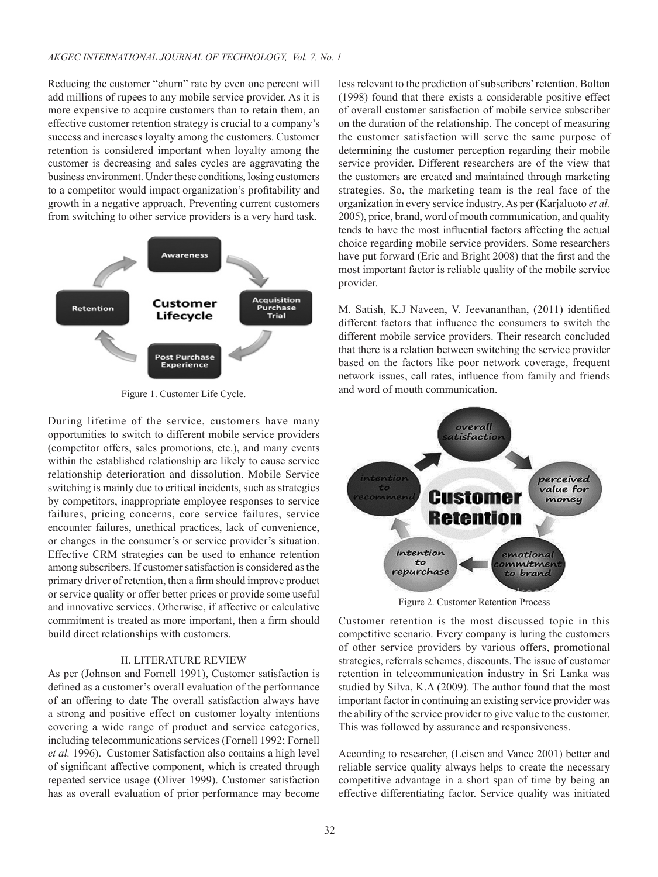Reducing the customer "churn" rate by even one percent will add millions of rupees to any mobile service provider. As it is more expensive to acquire customers than to retain them, an effective customer retention strategy is crucial to a company's success and increases loyalty among the customers. Customer retention is considered important when loyalty among the customer is decreasing and sales cycles are aggravating the business environment. Under these conditions, losing customers to a competitor would impact organization's profitability and growth in a negative approach. Preventing current customers from switching to other service providers is a very hard task.

Figure 1. Customer Life Cycle.

During lifetime of the service, customers have many opportunities to switch to different mobile service providers (competitor offers, sales promotions, etc.), and many events within the established relationship are likely to cause service relationship deterioration and dissolution. Mobile Service switching is mainly due to critical incidents, such as strategies by competitors, inappropriate employee responses to service failures, pricing concerns, core service failures, service encounter failures, unethical practices, lack of convenience, or changes in the consumer's or service provider's situation. Effective CRM strategies can be used to enhance retention among subscribers. If customer satisfaction is considered as the primary driver of retention, then a firm should improve product or service quality or offer better prices or provide some useful and innovative services. Otherwise, if affective or calculative commitment is treated as more important, then a firm should build direct relationships with customers.

## II. LITERATURE REVIEW

As per (Johnson and Fornell 1991), Customer satisfaction is defined as a customer's overall evaluation of the performance of an offering to date The overall satisfaction always have a strong and positive effect on customer loyalty intentions covering a wide range of product and service categories, including telecommunications services (Fornell 1992; Fornell *et al.* 1996). Customer Satisfaction also contains a high level of significant affective component, which is created through repeated service usage (Oliver 1999). Customer satisfaction has as overall evaluation of prior performance may become less relevant to the prediction of subscribers' retention. Bolton (1998) found that there exists a considerable positive effect of overall customer satisfaction of mobile service subscriber on the duration of the relationship. The concept of measuring the customer satisfaction will serve the same purpose of determining the customer perception regarding their mobile service provider. Different researchers are of the view that the customers are created and maintained through marketing strategies. So, the marketing team is the real face of the organization in every service industry. As per (Karjaluoto *et al.* 2005), price, brand, word of mouth communication, and quality tends to have the most influential factors affecting the actual choice regarding mobile service providers. Some researchers have put forward (Eric and Bright 2008) that the first and the most important factor is reliable quality of the mobile service provider.

M. Satish, K.J Naveen, V. Jeevananthan, (2011) identified different factors that influence the consumers to switch the different mobile service providers. Their research concluded that there is a relation between switching the service provider based on the factors like poor network coverage, frequent network issues, call rates, influence from family and friends and word of mouth communication.

Figure 2. Customer Retention Process

Customer retention is the most discussed topic in this competitive scenario. Every company is luring the customers of other service providers by various offers, promotional strategies, referrals schemes, discounts. The issue of customer retention in telecommunication industry in Sri Lanka was studied by Silva, K.A (2009). The author found that the most important factor in continuing an existing service provider was the ability of the service provider to give value to the customer. This was followed by assurance and responsiveness.

According to researcher, (Leisen and Vance 2001) better and reliable service quality always helps to create the necessary competitive advantage in a short span of time by being an effective differentiating factor. Service quality was initiated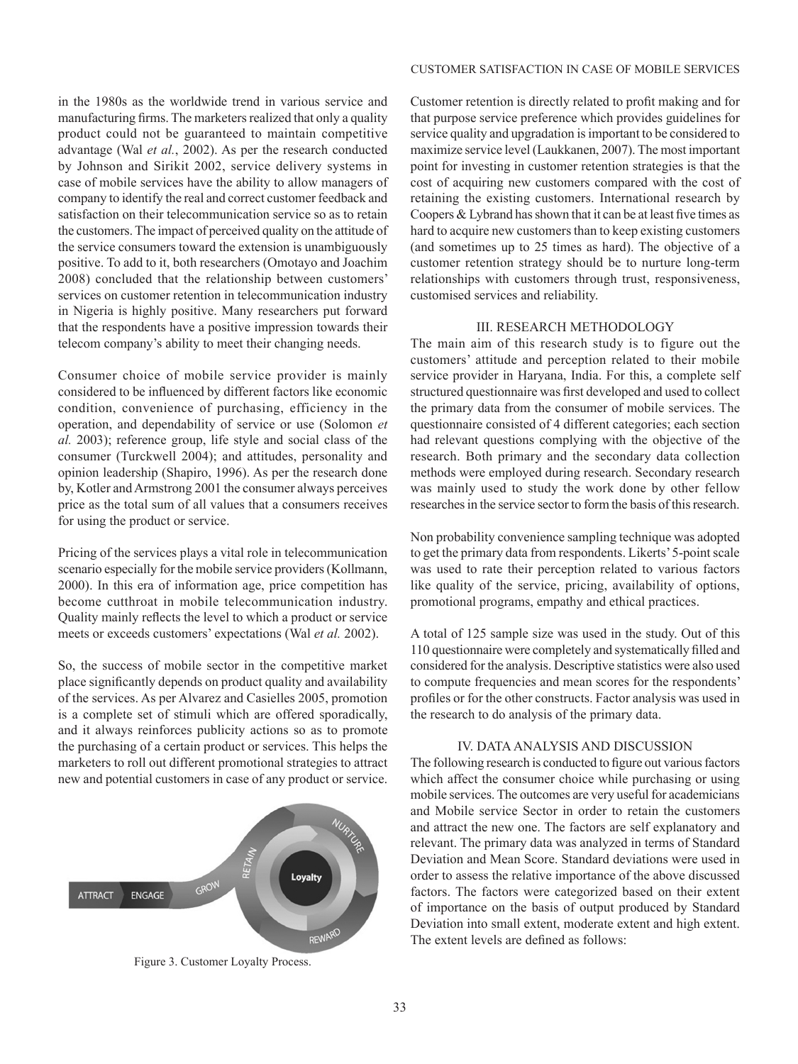in the 1980s as the worldwide trend in various service and manufacturing firms. The marketers realized that only a quality product could not be guaranteed to maintain competitive advantage (Wal *et al.*, 2002). As per the research conducted by Johnson and Sirikit 2002, service delivery systems in case of mobile services have the ability to allow managers of company to identify the real and correct customer feedback and satisfaction on their telecommunication service so as to retain the customers. The impact of perceived quality on the attitude of the service consumers toward the extension is unambiguously positive. To add to it, both researchers (Omotayo and Joachim 2008) concluded that the relationship between customers' services on customer retention in telecommunication industry in Nigeria is highly positive. Many researchers put forward that the respondents have a positive impression towards their telecom company's ability to meet their changing needs.

Consumer choice of mobile service provider is mainly considered to be influenced by different factors like economic condition, convenience of purchasing, efficiency in the operation, and dependability of service or use (Solomon *et al.* 2003); reference group, life style and social class of the consumer (Turckwell 2004); and attitudes, personality and opinion leadership (Shapiro, 1996). As per the research done by, Kotler and Armstrong 2001 the consumer always perceives price as the total sum of all values that a consumers receives for using the product or service.

Pricing of the services plays a vital role in telecommunication scenario especially for the mobile service providers (Kollmann, 2000). In this era of information age, price competition has become cutthroat in mobile telecommunication industry. Quality mainly reflects the level to which a product or service meets or exceeds customers' expectations (Wal *et al.* 2002).

So, the success of mobile sector in the competitive market place significantly depends on product quality and availability of the services. As per Alvarez and Casielles 2005, promotion is a complete set of stimuli which are offered sporadically, and it always reinforces publicity actions so as to promote the purchasing of a certain product or services. This helps the marketers to roll out different promotional strategies to attract new and potential customers in case of any product or service.

Figure 3. Customer Loyalty Process.

Customer retention is directly related to profit making and for that purpose service preference which provides guidelines for service quality and upgradation is important to be considered to maximize service level (Laukkanen, 2007). The most important point for investing in customer retention strategies is that the cost of acquiring new customers compared with the cost of retaining the existing customers. International research by Coopers & Lybrand has shown that it can be at least five times as hard to acquire new customers than to keep existing customers (and sometimes up to 25 times as hard). The objective of a customer retention strategy should be to nurture long-term relationships with customers through trust, responsiveness, customised services and reliability.

## III. RESEARCH METHODOLOGY

The main aim of this research study is to figure out the customers' attitude and perception related to their mobile service provider in Haryana, India. For this, a complete self structured questionnaire was first developed and used to collect the primary data from the consumer of mobile services. The questionnaire consisted of 4 different categories; each section had relevant questions complying with the objective of the research. Both primary and the secondary data collection methods were employed during research. Secondary research was mainly used to study the work done by other fellow researches in the service sector to form the basis of this research.

Non probability convenience sampling technique was adopted to get the primary data from respondents. Likerts' 5-point scale was used to rate their perception related to various factors like quality of the service, pricing, availability of options, promotional programs, empathy and ethical practices.

A total of 125 sample size was used in the study. Out of this 110 questionnaire were completely and systematically filled and considered for the analysis. Descriptive statistics were also used to compute frequencies and mean scores for the respondents' profiles or for the other constructs. Factor analysis was used in the research to do analysis of the primary data.

## IV. DATA ANALYSIS AND DISCUSSION

The following research is conducted to figure out various factors which affect the consumer choice while purchasing or using mobile services. The outcomes are very useful for academicians and Mobile service Sector in order to retain the customers and attract the new one. The factors are self explanatory and relevant. The primary data was analyzed in terms of Standard Deviation and Mean Score. Standard deviations were used in order to assess the relative importance of the above discussed factors. The factors were categorized based on their extent of importance on the basis of output produced by Standard Deviation into small extent, moderate extent and high extent. The extent levels are defined as follows: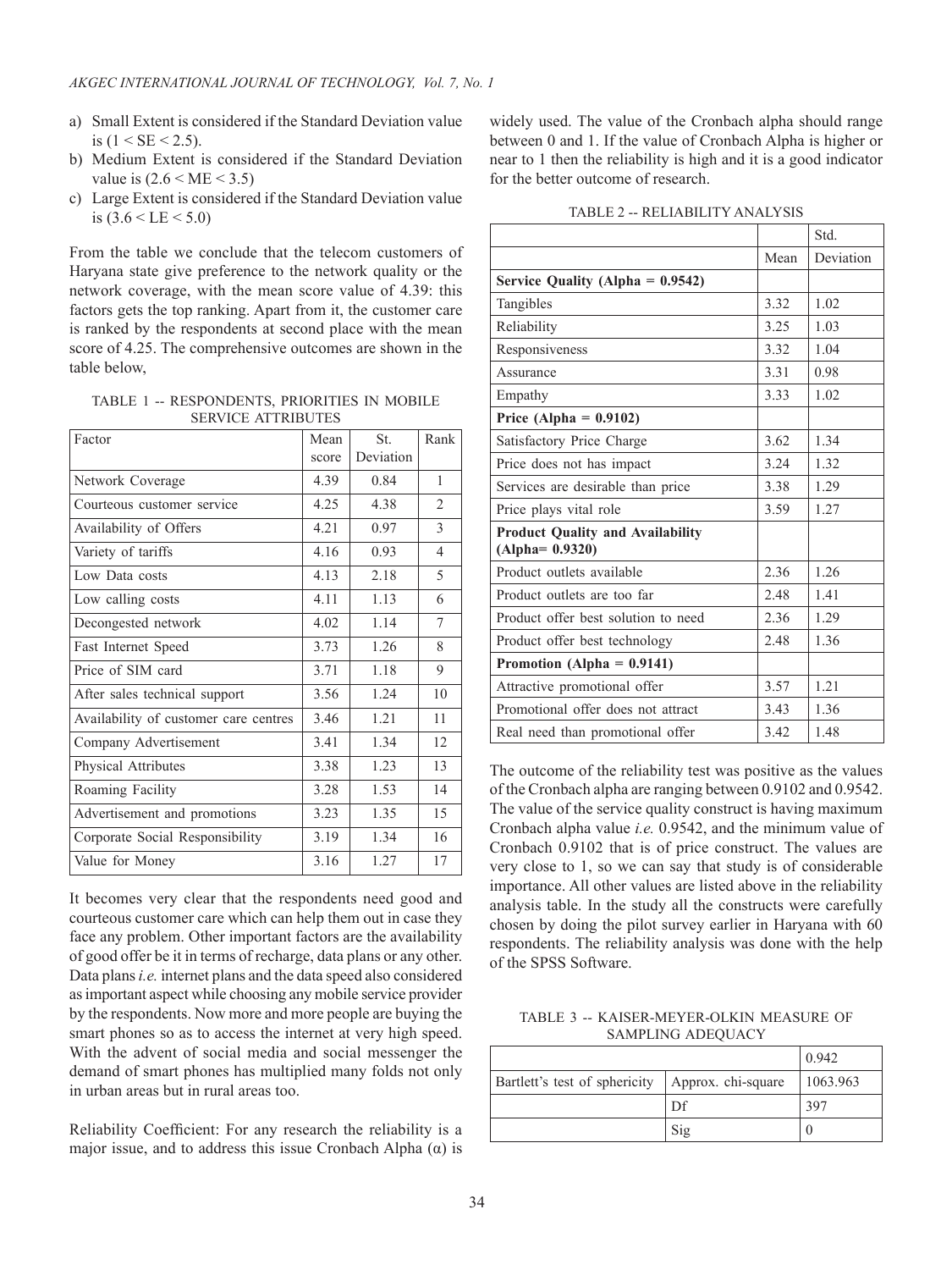a) Small Extent is considered if the Standard Deviation value is ($1 < SE < 2.5$).
b) Medium Extent is considered if the Standard Deviation value is ($2.6 < ME < 3.5$)
c) Large Extent is considered if the Standard Deviation value is ($3.6 < LE < 5.0$)

From the table we conclude that the telecom customers of Haryana state give preference to the network quality or the network coverage, with the mean score value of 4.39: this factors gets the top ranking. Apart from it, the customer care is ranked by the respondents at second place with the mean score of 4.25. The comprehensive outcomes are shown in the table below,

TABLE 1 -- RESPONDENTS, PRIORITIES IN MOBILE SERVICE ATTRIBUTES

| Factor | Mean score | St. Deviation | Rank |
|---|---|---|---|
| Network Coverage | 4.39 | 0.84 | 1 |
| Courteous customer service | 4.25 | 4.38 | 2 |
| Availability of Offers | 4.21 | 0.97 | 3 |
| Variety of tariffs | 4.16 | 0.93 | 4 |
| Low Data costs | 4.13 | 2.18 | 5 |
| Low calling costs | 4.11 | 1.13 | 6 |
| Decongested network | 4.02 | 1.14 | 7 |
| Fast Internet Speed | 3.73 | 1.26 | 8 |
| Price of SIM card | 3.71 | 1.18 | 9 |
| After sales technical support | 3.56 | 1.24 | 10 |
| Availability of customer care centres | 3.46 | 1.21 | 11 |
| Company Advertisement | 3.41 | 1.34 | 12 |
| Physical Attributes | 3.38 | 1.23 | 13 |
| Roaming Facility | 3.28 | 1.53 | 14 |
| Advertisement and promotions | 3.23 | 1.35 | 15 |
| Corporate Social Responsibility | 3.19 | 1.34 | 16 |
| Value for Money | 3.16 | 1.27 | 17 |

It becomes very clear that the respondents need good and courteous customer care which can help them out in case they face any problem. Other important factors are the availability of good offer be it in terms of recharge, data plans or any other. Data plans *i.e.* internet plans and the data speed also considered as important aspect while choosing any mobile service provider by the respondents. Now more and more people are buying the smart phones so as to access the internet at very high speed. With the advent of social media and social messenger the demand of smart phones has multiplied many folds not only in urban areas but in rural areas too.

Reliability Coefficient: For any research the reliability is a major issue, and to address this issue Cronbach Alpha ($\alpha$) is widely used. The value of the Cronbach alpha should range between 0 and 1. If the value of Cronbach Alpha is higher or near to 1 then the reliability is high and it is a good indicator for the better outcome of research.

TABLE 2 -- RELIABILITY ANALYSIS

| | Mean | Std. Deviation |
|---|---|---|
| **Service Quality (Alpha = 0.9542)** | | |
| Tangibles | 3.32 | 1.02 |
| Reliability | 3.25 | 1.03 |
| Responsiveness | 3.32 | 1.04 |
| Assurance | 3.31 | 0.98 |
| Empathy | 3.33 | 1.02 |
| **Price (Alpha = 0.9102)** | | |
| Satisfactory Price Charge | 3.62 | 1.34 |
| Price does not has impact | 3.24 | 1.32 |
| Services are desirable than price | 3.38 | 1.29 |
| Price plays vital role | 3.59 | 1.27 |
| **Product Quality and Availability (Alpha= 0.9320)** | | |
| Product outlets available | 2.36 | 1.26 |
| Product outlets are too far | 2.48 | 1.41 |
| Product offer best solution to need | 2.36 | 1.29 |
| Product offer best technology | 2.48 | 1.36 |
| **Promotion (Alpha = 0.9141)** | | |
| Attractive promotional offer | 3.57 | 1.21 |
| Promotional offer does not attract | 3.43 | 1.36 |
| Real need than promotional offer | 3.42 | 1.48 |

The outcome of the reliability test was positive as the values of the Cronbach alpha are ranging between 0.9102 and 0.9542. The value of the service quality construct is having maximum Cronbach alpha value *i.e.* 0.9542, and the minimum value of Cronbach 0.9102 that is of price construct. The values are very close to 1, so we can say that study is of considerable importance. All other values are listed above in the reliability analysis table. In the study all the constructs were carefully chosen by doing the pilot survey earlier in Haryana with 60 respondents. The reliability analysis was done with the help of the SPSS Software.

TABLE 3 -- KAISER-MEYER-OLKIN MEASURE OF SAMPLING ADEQUACY

| | | 0.942 |
|---|---|---|
| Bartlett's test of sphericity | Approx. chi-square | 1063.963 |
| | Df | 397 |
| | Sig | 0 |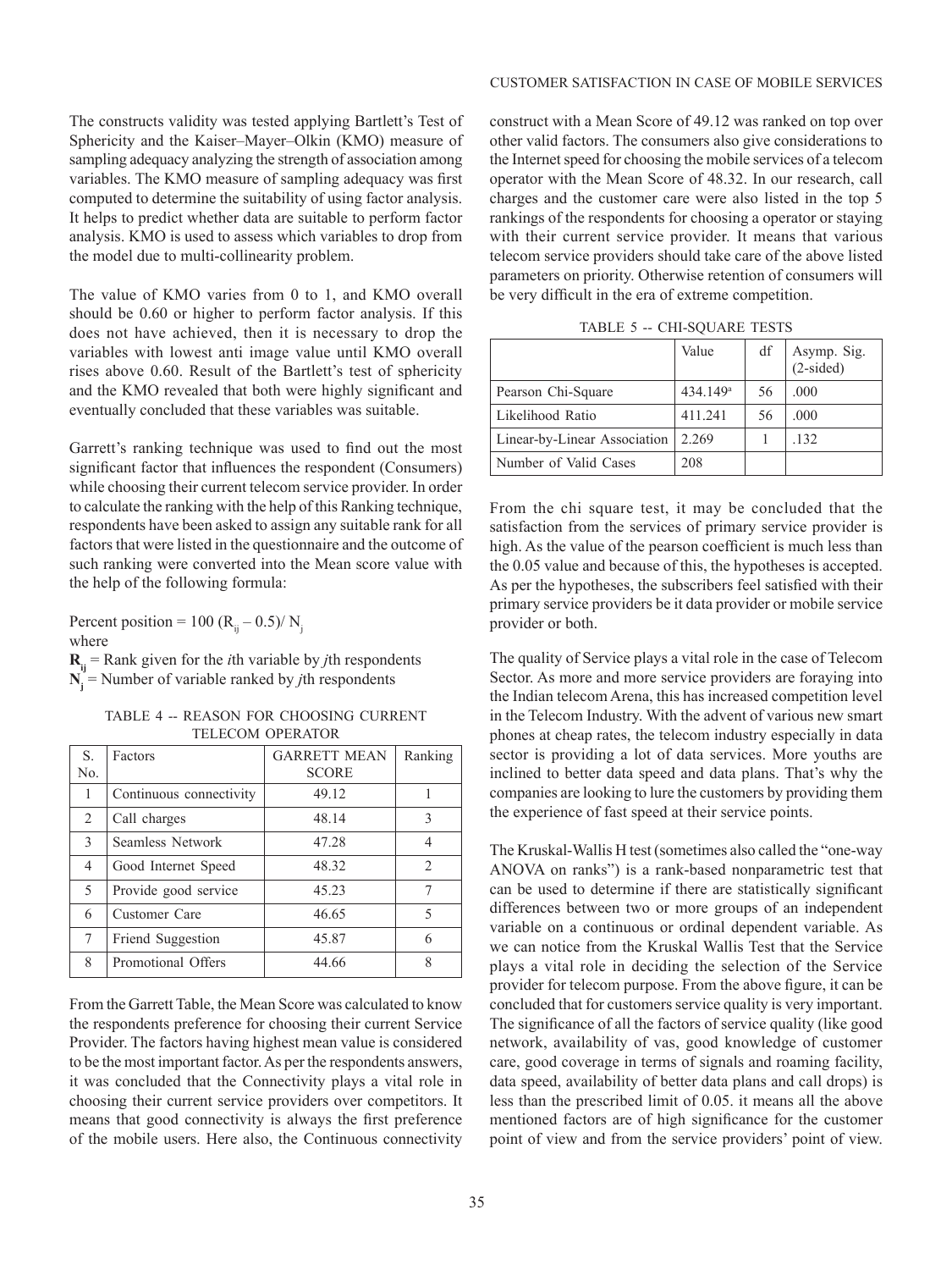The constructs validity was tested applying Bartlett's Test of Sphericity and the Kaiser–Mayer–Olkin (KMO) measure of sampling adequacy analyzing the strength of association among variables. The KMO measure of sampling adequacy was first computed to determine the suitability of using factor analysis. It helps to predict whether data are suitable to perform factor analysis. KMO is used to assess which variables to drop from the model due to multi-collinearity problem.

The value of KMO varies from 0 to 1, and KMO overall should be 0.60 or higher to perform factor analysis. If this does not have achieved, then it is necessary to drop the variables with lowest anti image value until KMO overall rises above 0.60. Result of the Bartlett's test of sphericity and the KMO revealed that both were highly significant and eventually concluded that these variables was suitable.

Garrett's ranking technique was used to find out the most significant factor that influences the respondent (Consumers) while choosing their current telecom service provider. In order to calculate the ranking with the help of this Ranking technique, respondents have been asked to assign any suitable rank for all factors that were listed in the questionnaire and the outcome of such ranking were converted into the Mean score value with the help of the following formula:

Percent position = $100 (R_{ij} – 0.5)/ N_j$

where

$\mathbf{R_{ij}}$ = Rank given for the *i*th variable by *j*th respondents

$\mathbf{N_j}$ = Number of variable ranked by *j*th respondents

TABLE 4 -- REASON FOR CHOOSING CURRENT TELECOM OPERATOR

| S. No. | Factors | GARRETT MEAN SCORE | Ranking |
|---|---|---|---|
| 1 | Continuous connectivity | 49.12 | 1 |
| 2 | Call charges | 48.14 | 3 |
| 3 | Seamless Network | 47.28 | 4 |
| 4 | Good Internet Speed | 48.32 | 2 |
| 5 | Provide good service | 45.23 | 7 |
| 6 | Customer Care | 46.65 | 5 |
| 7 | Friend Suggestion | 45.87 | 6 |
| 8 | Promotional Offers | 44.66 | 8 |

From the Garrett Table, the Mean Score was calculated to know the respondents preference for choosing their current Service Provider. The factors having highest mean value is considered to be the most important factor. As per the respondents answers, it was concluded that the Connectivity plays a vital role in choosing their current service providers over competitors. It means that good connectivity is always the first preference of the mobile users. Here also, the Continuous connectivity construct with a Mean Score of 49.12 was ranked on top over other valid factors. The consumers also give considerations to the Internet speed for choosing the mobile services of a telecom operator with the Mean Score of 48.32. In our research, call charges and the customer care were also listed in the top 5 rankings of the respondents for choosing a operator or staying with their current service provider. It means that various telecom service providers should take care of the above listed parameters on priority. Otherwise retention of consumers will be very difficult in the era of extreme competition.

TABLE 5 -- CHI-SQUARE TESTS

| | Value | df | Asymp. Sig. (2-sided) |
|---|---|---|---|
| Pearson Chi-Square | 434.149[a] | 56 | .000 |
| Likelihood Ratio | 411.241 | 56 | .000 |
| Linear-by-Linear Association | 2.269 | 1 | .132 |
| Number of Valid Cases | 208 | | |

From the chi square test, it may be concluded that the satisfaction from the services of primary service provider is high. As the value of the pearson coefficient is much less than the 0.05 value and because of this, the hypotheses is accepted. As per the hypotheses, the subscribers feel satisfied with their primary service providers be it data provider or mobile service provider or both.

The quality of Service plays a vital role in the case of Telecom Sector. As more and more service providers are foraying into the Indian telecom Arena, this has increased competition level in the Telecom Industry. With the advent of various new smart phones at cheap rates, the telecom industry especially in data sector is providing a lot of data services. More youths are inclined to better data speed and data plans. That's why the companies are looking to lure the customers by providing them the experience of fast speed at their service points.

The Kruskal-Wallis H test (sometimes also called the "one-way ANOVA on ranks") is a rank-based nonparametric test that can be used to determine if there are statistically significant differences between two or more groups of an independent variable on a continuous or ordinal dependent variable. As we can notice from the Kruskal Wallis Test that the Service plays a vital role in deciding the selection of the Service provider for telecom purpose. From the above figure, it can be concluded that for customers service quality is very important. The significance of all the factors of service quality (like good network, availability of vas, good knowledge of customer care, good coverage in terms of signals and roaming facility, data speed, availability of better data plans and call drops) is less than the prescribed limit of 0.05. it means all the above mentioned factors are of high significance for the customer point of view and from the service providers' point of view.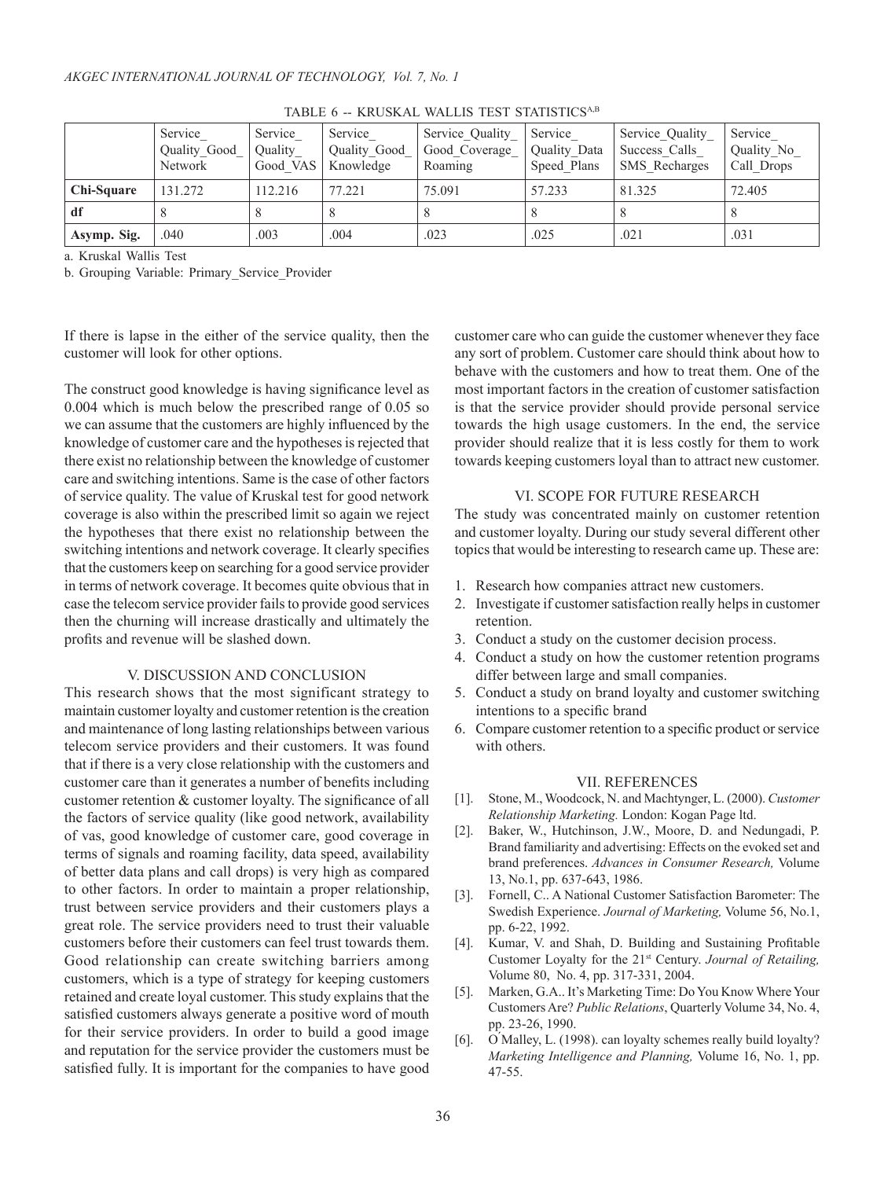TABLE 6 -- KRUSKAL WALLIS TEST STATISTICS[A,B]

| | Service_ Quality_Good_ Network | Service_ Quality_ Good_VAS | Service_ Quality_Good_ Knowledge | Service_Quality_ Good_Coverage_ Roaming | Service_ Quality_Data Speed_Plans | Service_Quality_ Success_Calls_ SMS_Recharges | Service_ Quality_No_ Call_Drops |
|---|---|---|---|---|---|---|---|
| **Chi-Square** | 131.272 | 112.216 | 77.221 | 75.091 | 57.233 | 81.325 | 72.405 |
| **df** | 8 | 8 | 8 | 8 | 8 | 8 | 8 |
| **Asymp. Sig.** | .040 | .003 | .004 | .023 | .025 | .021 | .031 |

a. Kruskal Wallis Test

b. Grouping Variable: Primary_Service_Provider

If there is lapse in the either of the service quality, then the customer will look for other options.

The construct good knowledge is having significance level as 0.004 which is much below the prescribed range of 0.05 so we can assume that the customers are highly influenced by the knowledge of customer care and the hypotheses is rejected that there exist no relationship between the knowledge of customer care and switching intentions. Same is the case of other factors of service quality. The value of Kruskal test for good network coverage is also within the prescribed limit so again we reject the hypotheses that there exist no relationship between the switching intentions and network coverage. It clearly specifies that the customers keep on searching for a good service provider in terms of network coverage. It becomes quite obvious that in case the telecom service provider fails to provide good services then the churning will increase drastically and ultimately the profits and revenue will be slashed down.

## V. DISCUSSION AND CONCLUSION

This research shows that the most significant strategy to maintain customer loyalty and customer retention is the creation and maintenance of long lasting relationships between various telecom service providers and their customers. It was found that if there is a very close relationship with the customers and customer care than it generates a number of benefits including customer retention & customer loyalty. The significance of all the factors of service quality (like good network, availability of vas, good knowledge of customer care, good coverage in terms of signals and roaming facility, data speed, availability of better data plans and call drops) is very high as compared to other factors. In order to maintain a proper relationship, trust between service providers and their customers plays a great role. The service providers need to trust their valuable customers before their customers can feel trust towards them. Good relationship can create switching barriers among customers, which is a type of strategy for keeping customers retained and create loyal customer. This study explains that the satisfied customers always generate a positive word of mouth for their service providers. In order to build a good image and reputation for the service provider the customers must be satisfied fully. It is important for the companies to have good customer care who can guide the customer whenever they face any sort of problem. Customer care should think about how to behave with the customers and how to treat them. One of the most important factors in the creation of customer satisfaction is that the service provider should provide personal service towards the high usage customers. In the end, the service provider should realize that it is less costly for them to work towards keeping customers loyal than to attract new customer.

## VI. SCOPE FOR FUTURE RESEARCH

The study was concentrated mainly on customer retention and customer loyalty. During our study several different other topics that would be interesting to research came up. These are:

1. Research how companies attract new customers.
2. Investigate if customer satisfaction really helps in customer retention.
3. Conduct a study on the customer decision process.
4. Conduct a study on how the customer retention programs differ between large and small companies.
5. Conduct a study on brand loyalty and customer switching intentions to a specific brand
6. Compare customer retention to a specific product or service with others.

## VII. REFERENCES

[1]. Stone, M., Woodcock, N. and Machtynger, L. (2000). *Customer Relationship Marketing.* London: Kogan Page ltd.

[2]. Baker, W., Hutchinson, J.W., Moore, D. and Nedungadi, P. Brand familiarity and advertising: Effects on the evoked set and brand preferences. *Advances in Consumer Research,* Volume 13, No.1, pp. 637-643, 1986.

[3]. Fornell, C.. A National Customer Satisfaction Barometer: The Swedish Experience. *Journal of Marketing,* Volume 56, No.1, pp. 6-22, 1992.

[4]. Kumar, V. and Shah, D. Building and Sustaining Profitable Customer Loyalty for the 21st Century. *Journal of Retailing,* Volume 80, No. 4, pp. 317-331, 2004.

[5]. Marken, G.A.. It's Marketing Time: Do You Know Where Your Customers Are? *Public Relations*, Quarterly Volume 34, No. 4, pp. 23-26, 1990.

[6]. O΄Malley, L. (1998). can loyalty schemes really build loyalty? *Marketing Intelligence and Planning,* Volume 16, No. 1, pp. 47-55.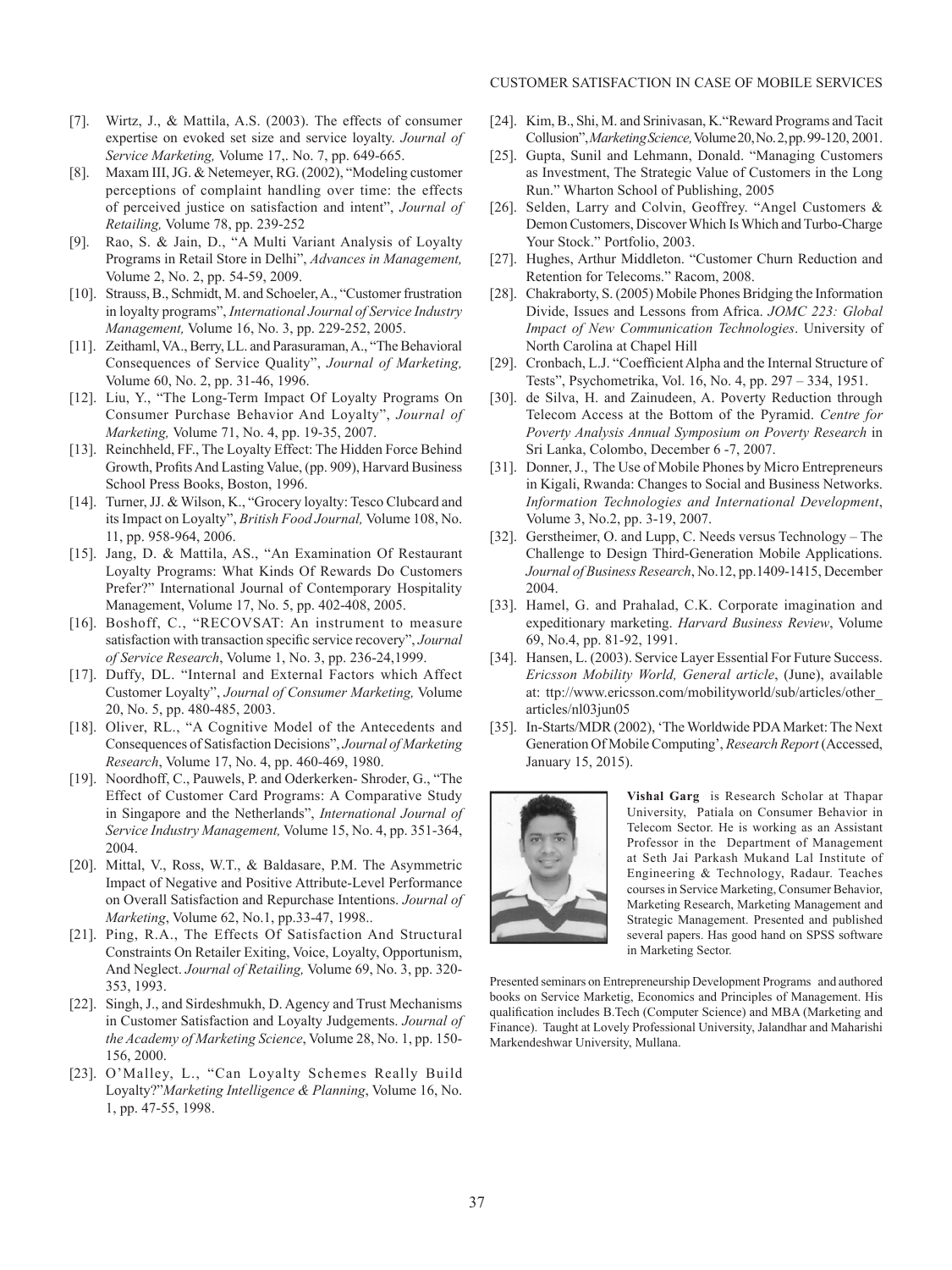[7]. Wirtz, J., & Mattila, A.S. (2003). The effects of consumer expertise on evoked set size and service loyalty. *Journal of Service Marketing,* Volume 17,. No. 7, pp. 649-665.

[8]. Maxam III, JG. & Netemeyer, RG. (2002), "Modeling customer perceptions of complaint handling over time: the effects of perceived justice on satisfaction and intent", *Journal of Retailing,* Volume 78, pp. 239-252

[9]. Rao, S. & Jain, D., "A Multi Variant Analysis of Loyalty Programs in Retail Store in Delhi", *Advances in Management,* Volume 2, No. 2, pp. 54-59, 2009.

[10]. Strauss, B., Schmidt, M. and Schoeler, A., "Customer frustration in loyalty programs", *International Journal of Service Industry Management,* Volume 16, No. 3, pp. 229-252, 2005.

[11]. Zeithaml, VA., Berry, LL. and Parasuraman, A., "The Behavioral Consequences of Service Quality", *Journal of Marketing,* Volume 60, No. 2, pp. 31-46, 1996.

[12]. Liu, Y., "The Long-Term Impact Of Loyalty Programs On Consumer Purchase Behavior And Loyalty", *Journal of Marketing,* Volume 71, No. 4, pp. 19-35, 2007.

[13]. Reinchheld, FF., The Loyalty Effect: The Hidden Force Behind Growth, Profits And Lasting Value, (pp. 909), Harvard Business School Press Books, Boston, 1996.

[14]. Turner, JJ. & Wilson, K., "Grocery loyalty: Tesco Clubcard and its Impact on Loyalty", *British Food Journal,* Volume 108, No. 11, pp. 958-964, 2006.

[15]. Jang, D. & Mattila, AS., "An Examination Of Restaurant Loyalty Programs: What Kinds Of Rewards Do Customers Prefer?" International Journal of Contemporary Hospitality Management, Volume 17, No. 5, pp. 402-408, 2005.

[16]. Boshoff, C., "RECOVSAT: An instrument to measure satisfaction with transaction specific service recovery", *Journal of Service Research*, Volume 1, No. 3, pp. 236-24,1999.

[17]. Duffy, DL. "Internal and External Factors which Affect Customer Loyalty", *Journal of Consumer Marketing,* Volume 20, No. 5, pp. 480-485, 2003.

[18]. Oliver, RL., "A Cognitive Model of the Antecedents and Consequences of Satisfaction Decisions", *Journal of Marketing Research*, Volume 17, No. 4, pp. 460-469, 1980.

[19]. Noordhoff, C., Pauwels, P. and Oderkerken- Shroder, G., "The Effect of Customer Card Programs: A Comparative Study in Singapore and the Netherlands", *International Journal of Service Industry Management,* Volume 15, No. 4, pp. 351-364, 2004.

[20]. Mittal, V., Ross, W.T., & Baldasare, P.M. The Asymmetric Impact of Negative and Positive Attribute-Level Performance on Overall Satisfaction and Repurchase Intentions. *Journal of Marketing*, Volume 62, No.1, pp.33-47, 1998..

[21]. Ping, R.A., The Effects Of Satisfaction And Structural Constraints On Retailer Exiting, Voice, Loyalty, Opportunism, And Neglect. *Journal of Retailing,* Volume 69, No. 3, pp. 320-353, 1993.

[22]. Singh, J., and Sirdeshmukh, D. Agency and Trust Mechanisms in Customer Satisfaction and Loyalty Judgements. *Journal of the Academy of Marketing Science*, Volume 28, No. 1, pp. 150-156, 2000.

[23]. O'Malley, L., "Can Loyalty Schemes Really Build Loyalty?"*Marketing Intelligence & Planning*, Volume 16, No. 1, pp. 47-55, 1998.

[24]. Kim, B., Shi, M. and Srinivasan, K."Reward Programs and Tacit Collusion", *Marketing Science,* Volume 20, No. 2, pp. 99-120, 2001.

[25]. Gupta, Sunil and Lehmann, Donald. "Managing Customers as Investment, The Strategic Value of Customers in the Long Run." Wharton School of Publishing, 2005

[26]. Selden, Larry and Colvin, Geoffrey. "Angel Customers & Demon Customers, Discover Which Is Which and Turbo-Charge Your Stock." Portfolio, 2003.

[27]. Hughes, Arthur Middleton. "Customer Churn Reduction and Retention for Telecoms." Racom, 2008.

[28]. Chakraborty, S. (2005) Mobile Phones Bridging the Information Divide, Issues and Lessons from Africa. *JOMC 223: Global Impact of New Communication Technologies*. University of North Carolina at Chapel Hill

[29]. Cronbach, L.J. "Coefficient Alpha and the Internal Structure of Tests", Psychometrika, Vol. 16, No. 4, pp. 297 – 334, 1951.

[30]. de Silva, H. and Zainudeen, A. Poverty Reduction through Telecom Access at the Bottom of the Pyramid. *Centre for Poverty Analysis Annual Symposium on Poverty Research* in Sri Lanka, Colombo, December 6 -7, 2007.

[31]. Donner, J., The Use of Mobile Phones by Micro Entrepreneurs in Kigali, Rwanda: Changes to Social and Business Networks. *Information Technologies and International Development*, Volume 3, No.2, pp. 3-19, 2007.

[32]. Gerstheimer, O. and Lupp, C. Needs versus Technology – The Challenge to Design Third-Generation Mobile Applications. *Journal of Business Research*, No.12, pp.1409-1415, December 2004.

[33]. Hamel, G. and Prahalad, C.K. Corporate imagination and expeditionary marketing. *Harvard Business Review*, Volume 69, No.4, pp. 81-92, 1991.

[34]. Hansen, L. (2003). Service Layer Essential For Future Success. *Ericsson Mobility World, General article*, (June), available at: ttp://www.ericsson.com/mobilityworld/sub/articles/other_articles/nl03jun05

[35]. In-Starts/MDR (2002), 'The Worldwide PDA Market: The Next Generation Of Mobile Computing', *Research Report* (Accessed, January 15, 2015).

**Vishal Garg** is Research Scholar at Thapar University, Patiala on Consumer Behavior in Telecom Sector. He is working as an Assistant Professor in the Department of Management at Seth Jai Parkash Mukand Lal Institute of Engineering & Technology, Radaur. Teaches courses in Service Marketing, Consumer Behavior, Marketing Research, Marketing Management and Strategic Management. Presented and published several papers. Has good hand on SPSS software in Marketing Sector.

Presented seminars on Entrepreneurship Development Programs and authored books on Service Marketig, Economics and Principles of Management. His qualification includes B.Tech (Computer Science) and MBA (Marketing and Finance). Taught at Lovely Professional University, Jalandhar and Maharishi Markendeshwar University, Mullana.